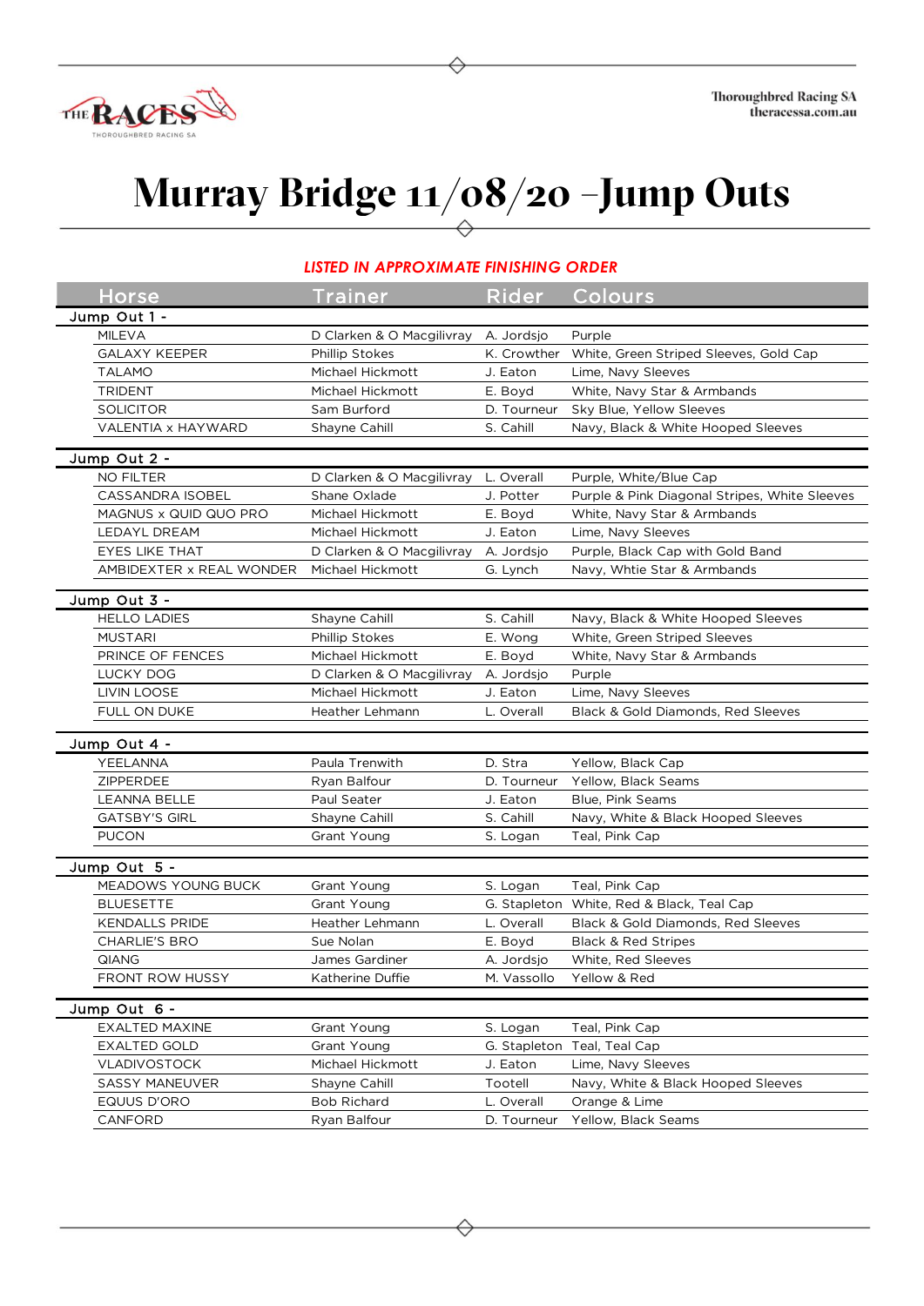Thoroughbred Racing SA
theracessa.com.au

# Murray Bridge 11/08/20 –Jump Outs

***LISTED IN APPROXIMATE FINISHING ORDER***

| Horse | Trainer | Rider | Colours |
|---|---|---|---|
| **Jump Out 1 -** | | | |
| MILEVA | D Clarken & O Macgilivray | A. Jordsjo | Purple |
| GALAXY KEEPER | Phillip Stokes | K. Crowther | White, Green Striped Sleeves, Gold Cap |
| TALAMO | Michael Hickmott | J. Eaton | Lime, Navy Sleeves |
| TRIDENT | Michael Hickmott | E. Boyd | White, Navy Star & Armbands |
| SOLICITOR | Sam Burford | D. Tourneur | Sky Blue, Yellow Sleeves |
| VALENTIA x HAYWARD | Shayne Cahill | S. Cahill | Navy, Black & White Hooped Sleeves |
| **Jump Out 2 -** | | | |
| NO FILTER | D Clarken & O Macgilivray | L. Overall | Purple, White/Blue Cap |
| CASSANDRA ISOBEL | Shane Oxlade | J. Potter | Purple & Pink Diagonal Stripes, White Sleeves |
| MAGNUS x QUID QUO PRO | Michael Hickmott | E. Boyd | White, Navy Star & Armbands |
| LEDAYL DREAM | Michael Hickmott | J. Eaton | Lime, Navy Sleeves |
| EYES LIKE THAT | D Clarken & O Macgilivray | A. Jordsjo | Purple, Black Cap with Gold Band |
| AMBIDEXTER x REAL WONDER | Michael Hickmott | G. Lynch | Navy, Whtie Star & Armbands |
| **Jump Out 3 -** | | | |
| HELLO LADIES | Shayne Cahill | S. Cahill | Navy, Black & White Hooped Sleeves |
| MUSTARI | Phillip Stokes | E. Wong | White, Green Striped Sleeves |
| PRINCE OF FENCES | Michael Hickmott | E. Boyd | White, Navy Star & Armbands |
| LUCKY DOG | D Clarken & O Macgilivray | A. Jordsjo | Purple |
| LIVIN LOOSE | Michael Hickmott | J. Eaton | Lime, Navy Sleeves |
| FULL ON DUKE | Heather Lehmann | L. Overall | Black & Gold Diamonds, Red Sleeves |
| **Jump Out 4 -** | | | |
| YEELANNA | Paula Trenwith | D. Stra | Yellow, Black Cap |
| ZIPPERDEE | Ryan Balfour | D. Tourneur | Yellow, Black Seams |
| LEANNA BELLE | Paul Seater | J. Eaton | Blue, Pink Seams |
| GATSBY'S GIRL | Shayne Cahill | S. Cahill | Navy, White & Black Hooped Sleeves |
| PUCON | Grant Young | S. Logan | Teal, Pink Cap |
| **Jump Out 5 -** | | | |
| MEADOWS YOUNG BUCK | Grant Young | S. Logan | Teal, Pink Cap |
| BLUESETTE | Grant Young | G. Stapleton | White, Red & Black, Teal Cap |
| KENDALLS PRIDE | Heather Lehmann | L. Overall | Black & Gold Diamonds, Red Sleeves |
| CHARLIE'S BRO | Sue Nolan | E. Boyd | Black & Red Stripes |
| QIANG | James Gardiner | A. Jordsjo | White, Red Sleeves |
| FRONT ROW HUSSY | Katherine Duffie | M. Vassollo | Yellow & Red |
| **Jump Out 6 -** | | | |
| EXALTED MAXINE | Grant Young | S. Logan | Teal, Pink Cap |
| EXALTED GOLD | Grant Young | G. Stapleton | Teal, Teal Cap |
| VLADIVOSTOCK | Michael Hickmott | J. Eaton | Lime, Navy Sleeves |
| SASSY MANEUVER | Shayne Cahill | Tootell | Navy, White & Black Hooped Sleeves |
| EQUUS D'ORO | Bob Richard | L. Overall | Orange & Lime |
| CANFORD | Ryan Balfour | D. Tourneur | Yellow, Black Seams |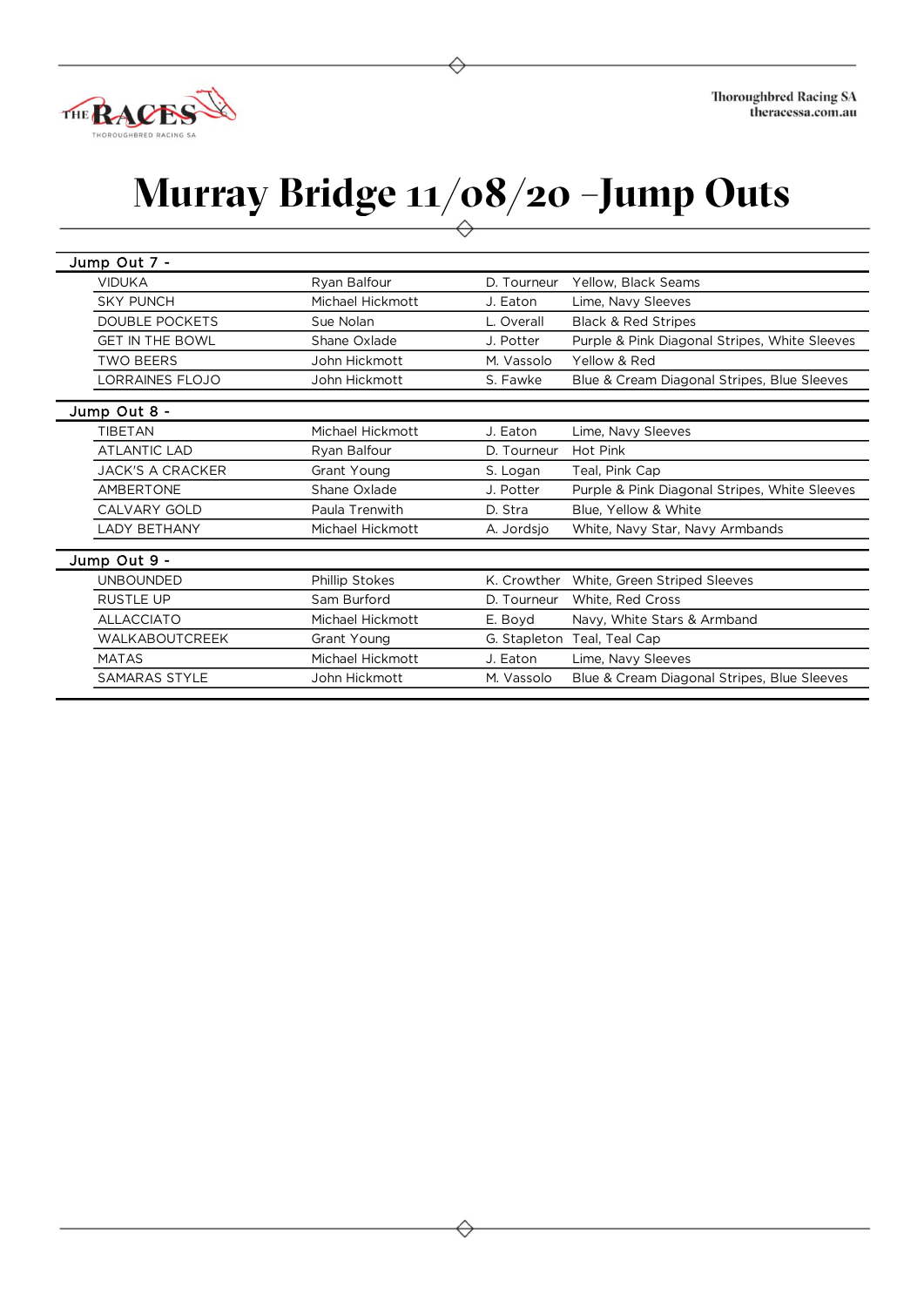# Murray Bridge 11/08/20 –Jump Outs

| | | | |
|---|---|---|---|
| **Jump Out 7 -** | | | |
| VIDUKA | Ryan Balfour | D. Tourneur | Yellow, Black Seams |
| SKY PUNCH | Michael Hickmott | J. Eaton | Lime, Navy Sleeves |
| DOUBLE POCKETS | Sue Nolan | L. Overall | Black & Red Stripes |
| GET IN THE BOWL | Shane Oxlade | J. Potter | Purple & Pink Diagonal Stripes, White Sleeves |
| TWO BEERS | John Hickmott | M. Vassolo | Yellow & Red |
| LORRAINES FLOJO | John Hickmott | S. Fawke | Blue & Cream Diagonal Stripes, Blue Sleeves |
| **Jump Out 8 -** | | | |
| TIBETAN | Michael Hickmott | J. Eaton | Lime, Navy Sleeves |
| ATLANTIC LAD | Ryan Balfour | D. Tourneur | Hot Pink |
| JACK'S A CRACKER | Grant Young | S. Logan | Teal, Pink Cap |
| AMBERTONE | Shane Oxlade | J. Potter | Purple & Pink Diagonal Stripes, White Sleeves |
| CALVARY GOLD | Paula Trenwith | D. Stra | Blue, Yellow & White |
| LADY BETHANY | Michael Hickmott | A. Jordsjo | White, Navy Star, Navy Armbands |
| **Jump Out 9 -** | | | |
| UNBOUNDED | Phillip Stokes | K. Crowther | White, Green Striped Sleeves |
| RUSTLE UP | Sam Burford | D. Tourneur | White, Red Cross |
| ALLACCIATO | Michael Hickmott | E. Boyd | Navy, White Stars & Armband |
| WALKABOUTCREEK | Grant Young | G. Stapleton | Teal, Teal Cap |
| MATAS | Michael Hickmott | J. Eaton | Lime, Navy Sleeves |
| SAMARAS STYLE | John Hickmott | M. Vassolo | Blue & Cream Diagonal Stripes, Blue Sleeves |